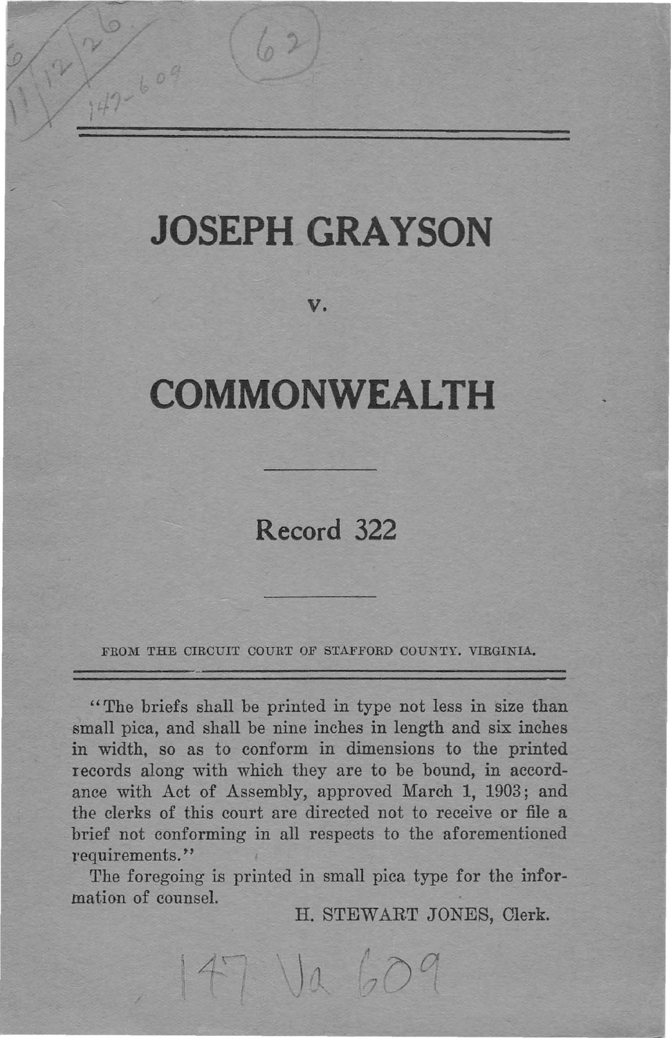# JOSEPH GRAYSON

v.

# COMMONWEALTH

---

## Record 322

---

FROM THE CIRCUIT COURT OF STAFFORD COUNTY. VIRGINIA.

"The briefs shall be printed in type not less in size than small pica, and shall be nine inches in length and six inches in width, so as to conform in dimensions to the printed records along with which they are to be bound, in accordance with Act of Assembly, approved March 1, 1903; and the clerks of this court are directed not to receive or file a brief not conforming in all respects to the aforementioned requirements."

The foregoing is printed in small pica type for the information of counsel.

H. STEWART JONES, Clerk.

147 Va 609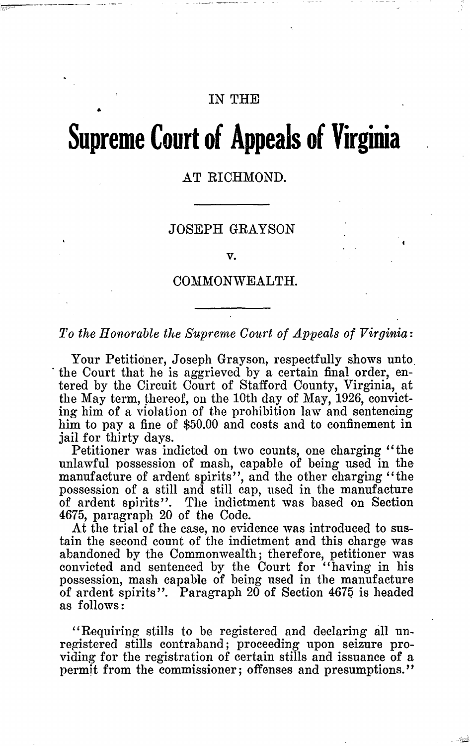IN THE

# Supreme Court of Appeals of Virginia

AT RICHMOND.

---

JOSEPH GRAYSON

v.

COMMONWEALTH.

---

*To the Honorable the Supreme Court of Appeals of Virginia:*

Your Petitioner, Joseph Grayson, respectfully shows unto the Court that he is aggrieved by a certain final order, entered by the Circuit Court of Stafford County, Virginia, at the May term, thereof, on the 10th day of May, 1926, convicting him of a violation of the prohibition law and sentencing him to pay a fine of $50.00 and costs and to confinement in jail for thirty days.

Petitioner was indicted on two counts, one charging "the unlawful possession of mash, capable of being used in the manufacture of ardent spirits", and the other charging "the possession of a still and still cap, used in the manufacture of ardent spirits". The indictment was based on Section 4675, paragraph 20 of the Code.

At the trial of the case, no evidence was introduced to sustain the second count of the indictment and this charge was abandoned by the Commonwealth; therefore, petitioner was convicted and sentenced by the Court for "having in his possession, mash capable of being used in the manufacture of ardent spirits". Paragraph 20 of Section 4675 is headed as follows:

"Requiring stills to be registered and declaring all unregistered stills contraband; proceeding upon seizure providing for the registration of certain stills and issuance of a permit from the commissioner; offenses and presumptions."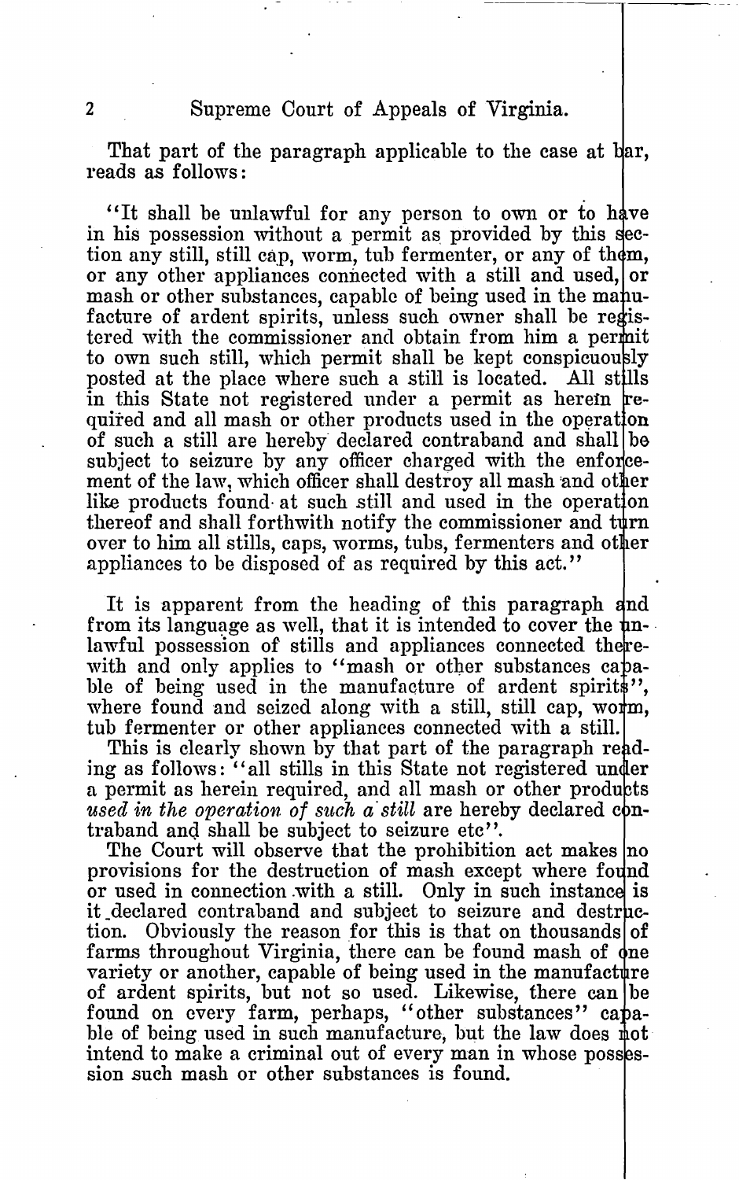That part of the paragraph applicable to the case at bar, reads as follows:

"It shall be unlawful for any person to own or to have in his possession without a permit as provided by this section any still, still cap, worm, tub fermenter, or any of them, or any other appliances connected with a still and used, or mash or other substances, capable of being used in the manufacture of ardent spirits, unless such owner shall be registered with the commissioner and obtain from him a permit to own such still, which permit shall be kept conspicuously posted at the place where such a still is located. All stills in this State not registered under a permit as herein required and all mash or other products used in the operation of such a still are hereby declared contraband and shall be subject to seizure by any officer charged with the enforcement of the law, which officer shall destroy all mash and other like products found at such still and used in the operation thereof and shall forthwith notify the commissioner and turn over to him all stills, caps, worms, tubs, fermenters and other appliances to be disposed of as required by this act."

It is apparent from the heading of this paragraph and from its language as well, that it is intended to cover the unlawful possession of stills and appliances connected therewith and only applies to "mash or other substances capable of being used in the manufacture of ardent spirits", where found and seized along with a still, still cap, worm, tub fermenter or other appliances connected with a still.

This is clearly shown by that part of the paragraph reading as follows: "all stills in this State not registered under a permit as herein required, and all mash or other products *used in the operation of such a still* are hereby declared contraband and shall be subject to seizure etc".

The Court will observe that the prohibition act makes no provisions for the destruction of mash except where found or used in connection with a still. Only in such instance is it declared contraband and subject to seizure and destruction. Obviously the reason for this is that on thousands of farms throughout Virginia, there can be found mash of one variety or another, capable of being used in the manufacture of ardent spirits, but not so used. Likewise, there can be found on every farm, perhaps, "other substances" capable of being used in such manufacture, but the law does not intend to make a criminal out of every man in whose possession such mash or other substances is found.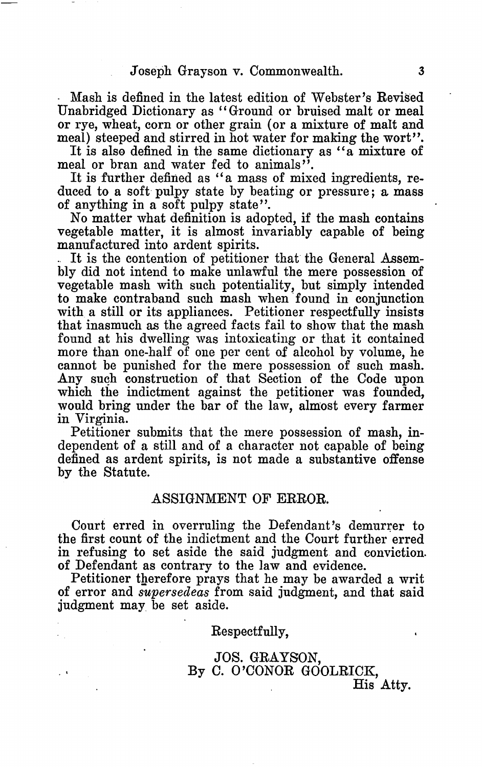Mash is defined in the latest edition of Webster's Revised Unabridged Dictionary as "Ground or bruised malt or meal or rye, wheat, corn or other grain (or a mixture of malt and meal) steeped and stirred in hot water for making the wort".

It is also defined in the same dictionary as "a mixture of meal or bran and water fed to animals".

It is further defined as "a mass of mixed ingredients, reduced to a soft pulpy state by beating or pressure; a mass of anything in a soft pulpy state".

No matter what definition is adopted, if the mash contains vegetable matter, it is almost invariably capable of being manufactured into ardent spirits.

It is the contention of petitioner that the General Assembly did not intend to make unlawful the mere possession of vegetable mash with such potentiality, but simply intended to make contraband such mash when found in conjunction with a still or its appliances. Petitioner respectfully insists that inasmuch as the agreed facts fail to show that the mash found at his dwelling was intoxicating or that it contained more than one-half of one per cent of alcohol by volume, he cannot be punished for the mere possession of such mash. Any such construction of that Section of the Code upon which the indictment against the petitioner was founded, would bring under the bar of the law, almost every farmer in Virginia.

Petitioner submits that the mere possession of mash, independent of a still and of a character not capable of being defined as ardent spirits, is not made a substantive offense by the Statute.

## ASSIGNMENT OF ERROR.

Court erred in overruling the Defendant's demurrer to the first count of the indictment and the Court further erred in refusing to set aside the said judgment and conviction of Defendant as contrary to the law and evidence.

Petitioner therefore prays that he may be awarded a writ of error and *supersedeas* from said judgment, and that said judgment may be set aside.

Respectfully,

JOS. GRAYSON,
By C. O'CONOR GOOLRICK,
His Atty.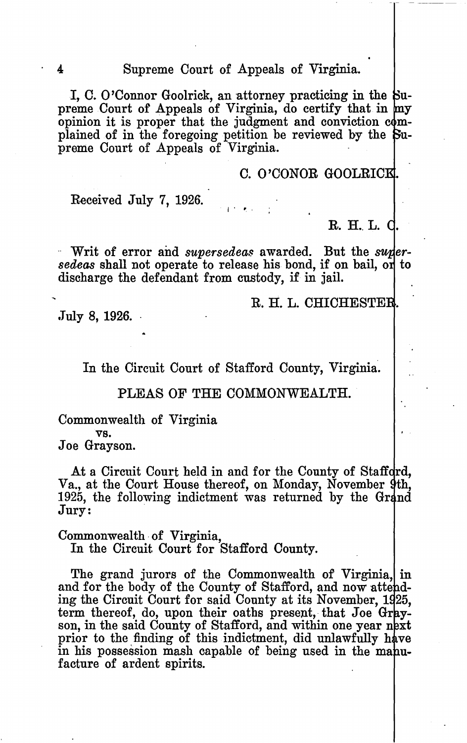I, C. O'Connor Goolrick, an attorney practicing in the Supreme Court of Appeals of Virginia, do certify that in my opinion it is proper that the judgment and conviction complained of in the foregoing petition be reviewed by the Supreme Court of Appeals of Virginia.

C. O'CONOR GOOLRICK.

Received July 7, 1926.

R. H. L. C.

Writ of error and *supersedeas* awarded. But the *supersedeas* shall not operate to release his bond, if on bail, or to discharge the defendant from custody, if in jail.

R. H. L. CHICHESTER.

July 8, 1926.

In the Circuit Court of Stafford County, Virginia.

PLEAS OF THE COMMONWEALTH.

Commonwealth of Virginia
vs.
Joe Grayson.

At a Circuit Court held in and for the County of Stafford, Va., at the Court House thereof, on Monday, November 9th, 1925, the following indictment was returned by the Grand Jury:

Commonwealth of Virginia,
In the Circuit Court for Stafford County.

The grand jurors of the Commonwealth of Virginia, in and for the body of the County of Stafford, and now attending the Circuit Court for said County at its November, 1925, term thereof, do, upon their oaths present, that Joe Grayson, in the said County of Stafford, and within one year next prior to the finding of this indictment, did unlawfully have in his possession mash capable of being used in the manufacture of ardent spirits.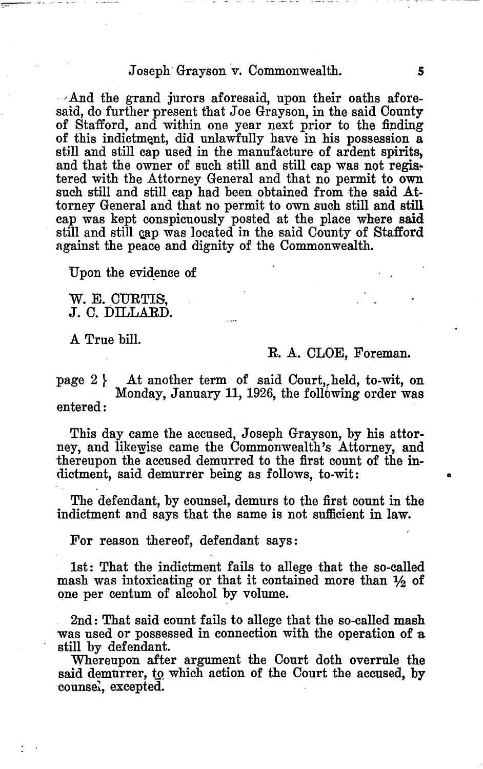And the grand jurors aforesaid, upon their oaths aforesaid, do further present that Joe Grayson, in the said County of Stafford, and within one year next prior to the finding of this indictment, did unlawfully have in his possession a still and still cap used in the manufacture of ardent spirits, and that the owner of such still and still cap was not registered with the Attorney General and that no permit to own such still and still cap had been obtained from the said Attorney General and that no permit to own such still and still cap was kept conspicuously posted at the place where said still and still cap was located in the said County of Stafford against the peace and dignity of the Commonwealth.

Upon the evidence of

W. E. CURTIS,
J. C. DILLARD.

A True bill.

R. A. CLOE, Foreman.

page 2 } At another term of said Court, held, to-wit, on Monday, January 11, 1926, the following order was entered:

This day came the accused, Joseph Grayson, by his attorney, and likewise came the Commonwealth's Attorney, and thereupon the accused demurred to the first count of the indictment, said demurrer being as follows, to-wit:

The defendant, by counsel, demurs to the first count in the indictment and says that the same is not sufficient in law.

For reason thereof, defendant says:

1st: That the indictment fails to allege that the so-called mash was intoxicating or that it contained more than ½ of one per centum of alcohol by volume.

2nd: That said count fails to allege that the so-called mash was used or possessed in connection with the operation of a still by defendant.

Whereupon after argument the Court doth overrule the said demurrer, to which action of the Court the accused, by counsel, excepted.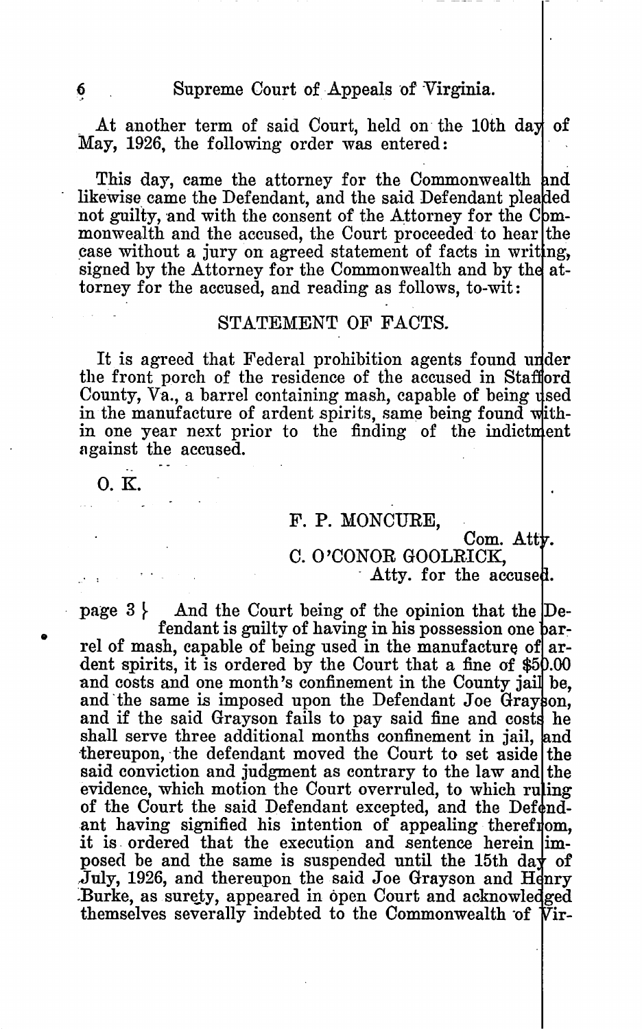At another term of said Court, held on the 10th day of May, 1926, the following order was entered:

This day, came the attorney for the Commonwealth and likewise came the Defendant, and the said Defendant pleaded not guilty, and with the consent of the Attorney for the Commonwealth and the accused, the Court proceeded to hear the case without a jury on agreed statement of facts in writing, signed by the Attorney for the Commonwealth and by the attorney for the accused, and reading as follows, to-wit:

## STATEMENT OF FACTS.

It is agreed that Federal prohibition agents found under the front porch of the residence of the accused in Stafford County, Va., a barrel containing mash, capable of being used in the manufacture of ardent spirits, same being found within one year next prior to the finding of the indictment against the accused.

O. K.

F. P. MONCURE,
Com. Atty.

C. O'CONOR GOOLRICK,
Atty. for the accused.

page 3 } And the Court being of the opinion that the Defendant is guilty of having in his possession one barrel of mash, capable of being used in the manufacture of ardent spirits, it is ordered by the Court that a fine of $50.00 and costs and one month's confinement in the County jail be, and the same is imposed upon the Defendant Joe Grayson, and if the said Grayson fails to pay said fine and costs he shall serve three additional months confinement in jail, and thereupon, the defendant moved the Court to set aside the said conviction and judgment as contrary to the law and the evidence, which motion the Court overruled, to which ruling of the Court the said Defendant excepted, and the Defendant having signified his intention of appealing therefrom, it is ordered that the execution and sentence herein imposed be and the same is suspended until the 15th day of July, 1926, and thereupon the said Joe Grayson and Henry Burke, as surety, appeared in open Court and acknowledged themselves severally indebted to the Commonwealth of Vir-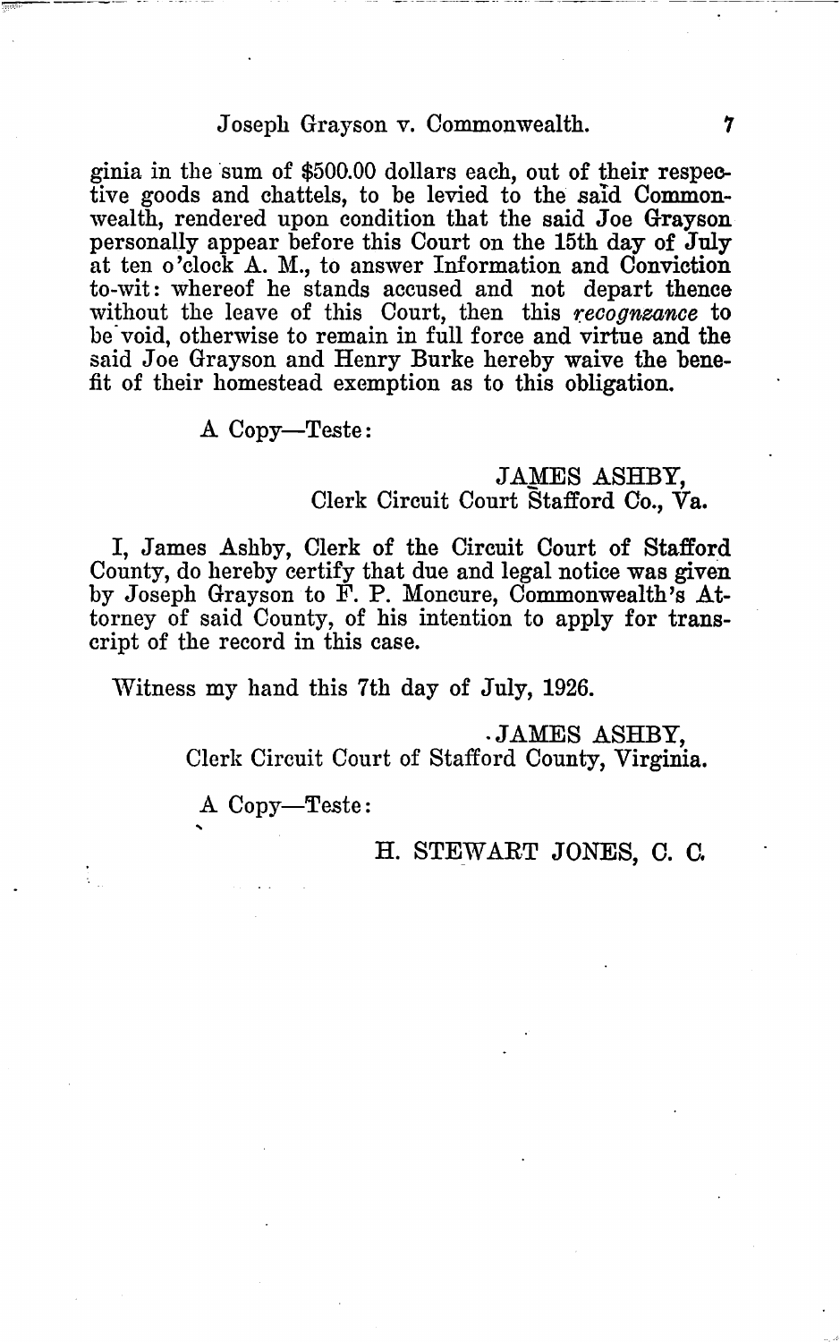ginia in the sum of $500.00 dollars each, out of their respective goods and chattels, to be levied to the said Commonwealth, rendered upon condition that the said Joe Grayson personally appear before this Court on the 15th day of July at ten o'clock A. M., to answer Information and Conviction to-wit: whereof he stands accused and not depart thence without the leave of this Court, then this *recognzance* to be void, otherwise to remain in full force and virtue and the said Joe Grayson and Henry Burke hereby waive the benefit of their homestead exemption as to this obligation.

A Copy—Teste:

JAMES ASHBY,
Clerk Circuit Court Stafford Co., Va.

I, James Ashby, Clerk of the Circuit Court of Stafford County, do hereby certify that due and legal notice was given by Joseph Grayson to F. P. Moncure, Commonwealth's Attorney of said County, of his intention to apply for transcript of the record in this case.

Witness my hand this 7th day of July, 1926.

JAMES ASHBY,
Clerk Circuit Court of Stafford County, Virginia.

A Copy—Teste:

H. STEWART JONES, C. C.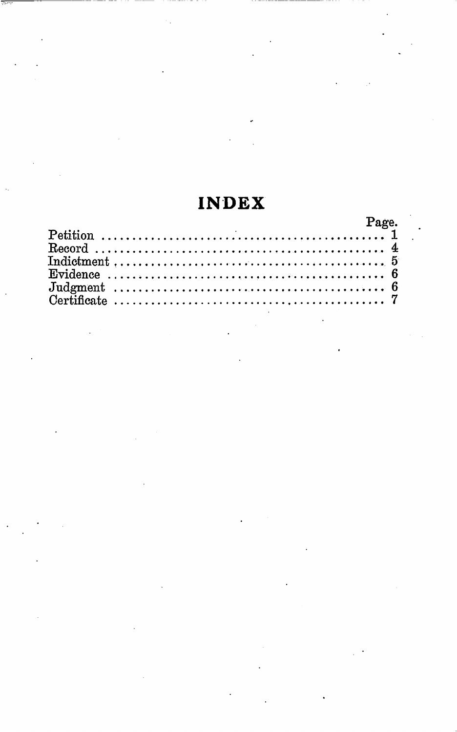# INDEX

| | Page. |
|---|---|
| Petition | 1 |
| Record | 4 |
| Indictment | 5 |
| Evidence | 6 |
| Judgment | 6 |
| Certificate | 7 |